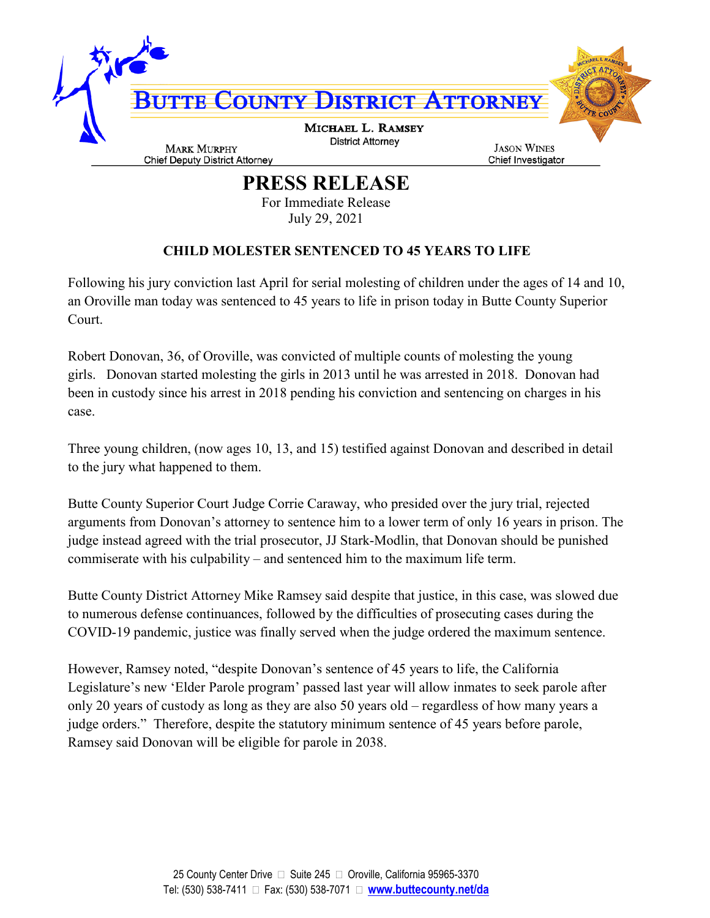# BUTTE COUNTY DISTRICT ATTORNEY

**MICHAEL L. RAMSEY**
District Attorney

**MARK MURPHY**
Chief Deputy District Attorney

**JASON WINES**
Chief Investigator

## PRESS RELEASE

For Immediate Release
July 29, 2021

### CHILD MOLESTER SENTENCED TO 45 YEARS TO LIFE

Following his jury conviction last April for serial molesting of children under the ages of 14 and 10, an Oroville man today was sentenced to 45 years to life in prison today in Butte County Superior Court.

Robert Donovan, 36, of Oroville, was convicted of multiple counts of molesting the young girls. Donovan started molesting the girls in 2013 until he was arrested in 2018. Donovan had been in custody since his arrest in 2018 pending his conviction and sentencing on charges in his case.

Three young children, (now ages 10, 13, and 15) testified against Donovan and described in detail to the jury what happened to them.

Butte County Superior Court Judge Corrie Caraway, who presided over the jury trial, rejected arguments from Donovan's attorney to sentence him to a lower term of only 16 years in prison. The judge instead agreed with the trial prosecutor, JJ Stark-Modlin, that Donovan should be punished commiserate with his culpability – and sentenced him to the maximum life term.

Butte County District Attorney Mike Ramsey said despite that justice, in this case, was slowed due to numerous defense continuances, followed by the difficulties of prosecuting cases during the COVID-19 pandemic, justice was finally served when the judge ordered the maximum sentence.

However, Ramsey noted, "despite Donovan's sentence of 45 years to life, the California Legislature's new 'Elder Parole program' passed last year will allow inmates to seek parole after only 20 years of custody as long as they are also 50 years old – regardless of how many years a judge orders." Therefore, despite the statutory minimum sentence of 45 years before parole, Ramsey said Donovan will be eligible for parole in 2038.

25 County Center Drive  Suite 245  Oroville, California 95965-3370
Tel: (530) 538-7411  Fax: (530) 538-7071  www.buttecounty.net/da